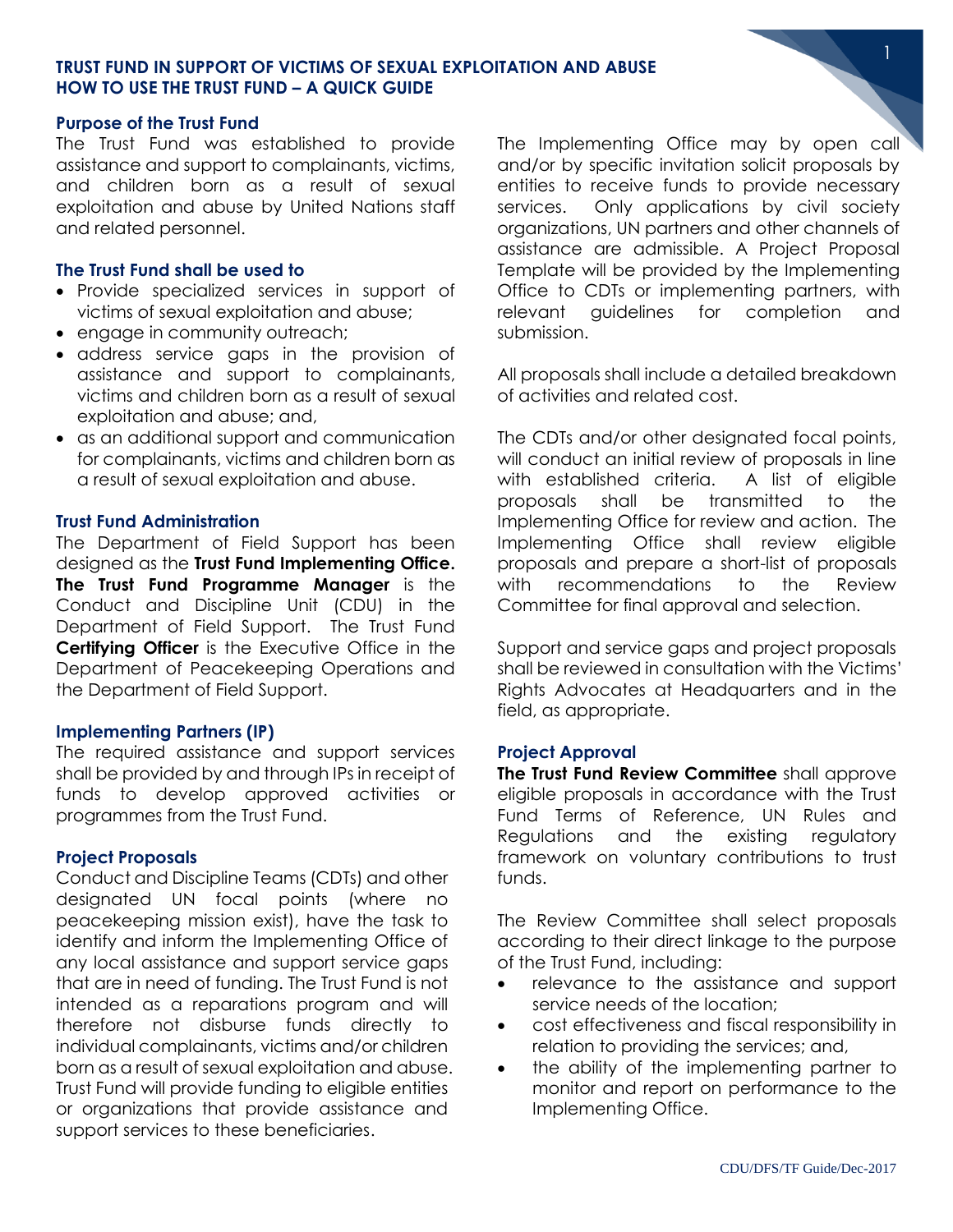# TRUST FUND IN SUPPORT OF VICTIMS OF SEXUAL EXPLOITATION AND ABUSE
# HOW TO USE THE TRUST FUND – A QUICK GUIDE

## Purpose of the Trust Fund

The Trust Fund was established to provide assistance and support to complainants, victims, and children born as a result of sexual exploitation and abuse by United Nations staff and related personnel.

## The Trust Fund shall be used to

- Provide specialized services in support of victims of sexual exploitation and abuse;
- engage in community outreach;
- address service gaps in the provision of assistance and support to complainants, victims and children born as a result of sexual exploitation and abuse; and,
- as an additional support and communication for complainants, victims and children born as a result of sexual exploitation and abuse.

## Trust Fund Administration

The Department of Field Support has been designed as the **Trust Fund Implementing Office. The Trust Fund Programme Manager** is the Conduct and Discipline Unit (CDU) in the Department of Field Support. The Trust Fund **Certifying Officer** is the Executive Office in the Department of Peacekeeping Operations and the Department of Field Support.

## Implementing Partners (IP)

The required assistance and support services shall be provided by and through IPs in receipt of funds to develop approved activities or programmes from the Trust Fund.

## Project Proposals

Conduct and Discipline Teams (CDTs) and other designated UN focal points (where no peacekeeping mission exist), have the task to identify and inform the Implementing Office of any local assistance and support service gaps that are in need of funding. The Trust Fund is not intended as a reparations program and will therefore not disburse funds directly to individual complainants, victims and/or children born as a result of sexual exploitation and abuse. Trust Fund will provide funding to eligible entities or organizations that provide assistance and support services to these beneficiaries.

The Implementing Office may by open call and/or by specific invitation solicit proposals by entities to receive funds to provide necessary services. Only applications by civil society organizations, UN partners and other channels of assistance are admissible. A Project Proposal Template will be provided by the Implementing Office to CDTs or implementing partners, with relevant guidelines for completion and submission.

All proposals shall include a detailed breakdown of activities and related cost.

The CDTs and/or other designated focal points, will conduct an initial review of proposals in line with established criteria. A list of eligible proposals shall be transmitted to the Implementing Office for review and action. The Implementing Office shall review eligible proposals and prepare a short-list of proposals with recommendations to the Review Committee for final approval and selection.

Support and service gaps and project proposals shall be reviewed in consultation with the Victims' Rights Advocates at Headquarters and in the field, as appropriate.

## Project Approval

**The Trust Fund Review Committee** shall approve eligible proposals in accordance with the Trust Fund Terms of Reference, UN Rules and Regulations and the existing regulatory framework on voluntary contributions to trust funds.

The Review Committee shall select proposals according to their direct linkage to the purpose of the Trust Fund, including:

- relevance to the assistance and support service needs of the location;
- cost effectiveness and fiscal responsibility in relation to providing the services; and,
- the ability of the implementing partner to monitor and report on performance to the Implementing Office.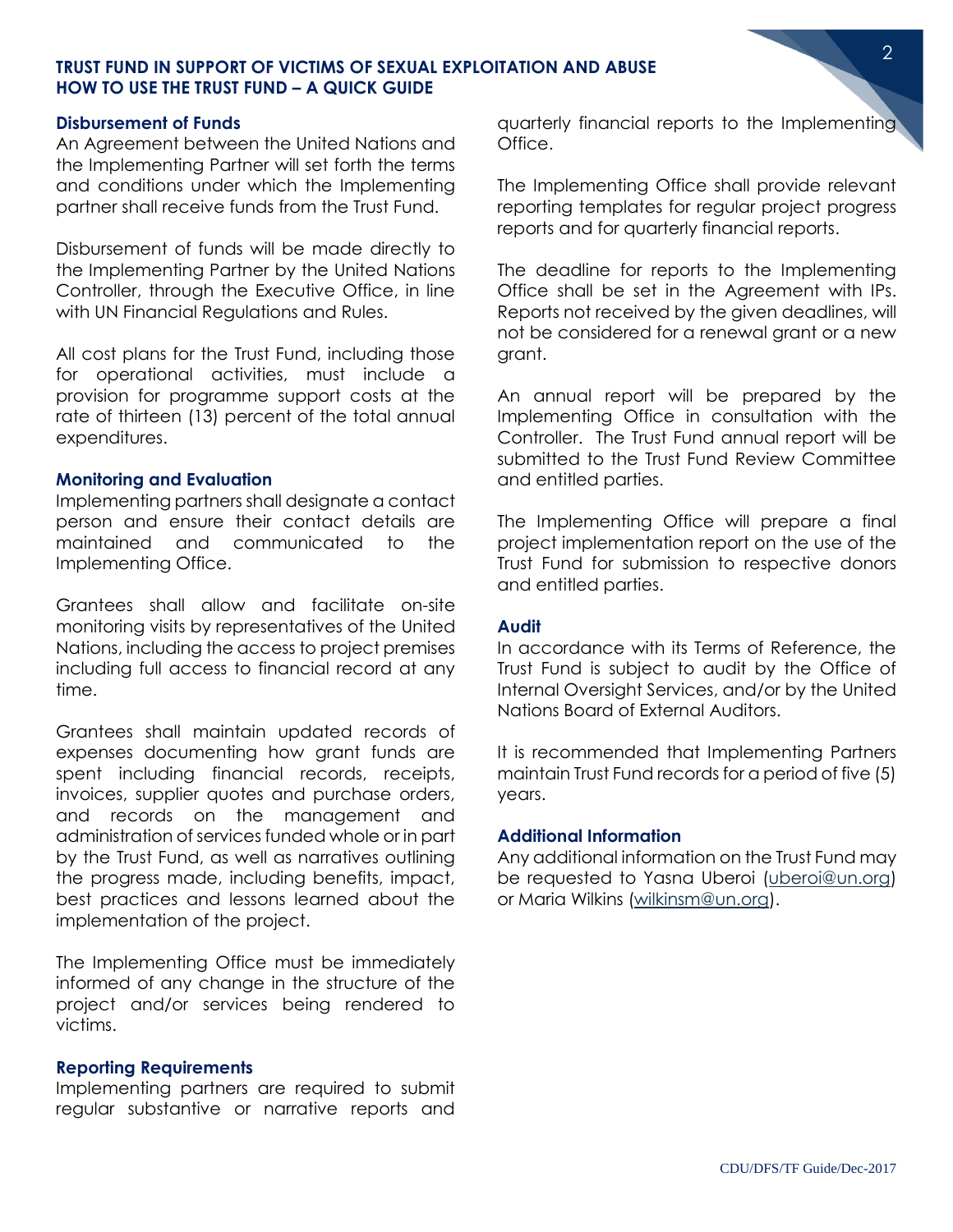## Disbursement of Funds

An Agreement between the United Nations and the Implementing Partner will set forth the terms and conditions under which the Implementing partner shall receive funds from the Trust Fund.

Disbursement of funds will be made directly to the Implementing Partner by the United Nations Controller, through the Executive Office, in line with UN Financial Regulations and Rules.

All cost plans for the Trust Fund, including those for operational activities, must include a provision for programme support costs at the rate of thirteen (13) percent of the total annual expenditures.

## Monitoring and Evaluation

Implementing partners shall designate a contact person and ensure their contact details are maintained and communicated to the Implementing Office.

Grantees shall allow and facilitate on-site monitoring visits by representatives of the United Nations, including the access to project premises including full access to financial record at any time.

Grantees shall maintain updated records of expenses documenting how grant funds are spent including financial records, receipts, invoices, supplier quotes and purchase orders, and records on the management and administration of services funded whole or in part by the Trust Fund, as well as narratives outlining the progress made, including benefits, impact, best practices and lessons learned about the implementation of the project.

The Implementing Office must be immediately informed of any change in the structure of the project and/or services being rendered to victims.

## Reporting Requirements

Implementing partners are required to submit regular substantive or narrative reports and quarterly financial reports to the Implementing Office.

The Implementing Office shall provide relevant reporting templates for regular project progress reports and for quarterly financial reports.

The deadline for reports to the Implementing Office shall be set in the Agreement with IPs. Reports not received by the given deadlines, will not be considered for a renewal grant or a new grant.

An annual report will be prepared by the Implementing Office in consultation with the Controller. The Trust Fund annual report will be submitted to the Trust Fund Review Committee and entitled parties.

The Implementing Office will prepare a final project implementation report on the use of the Trust Fund for submission to respective donors and entitled parties.

## Audit

In accordance with its Terms of Reference, the Trust Fund is subject to audit by the Office of Internal Oversight Services, and/or by the United Nations Board of External Auditors.

It is recommended that Implementing Partners maintain Trust Fund records for a period of five (5) years.

## Additional Information

Any additional information on the Trust Fund may be requested to Yasna Uberoi (uberoi@un.org) or Maria Wilkins (wilkinsm@un.org).

CDU/DFS/TF Guide/Dec-2017